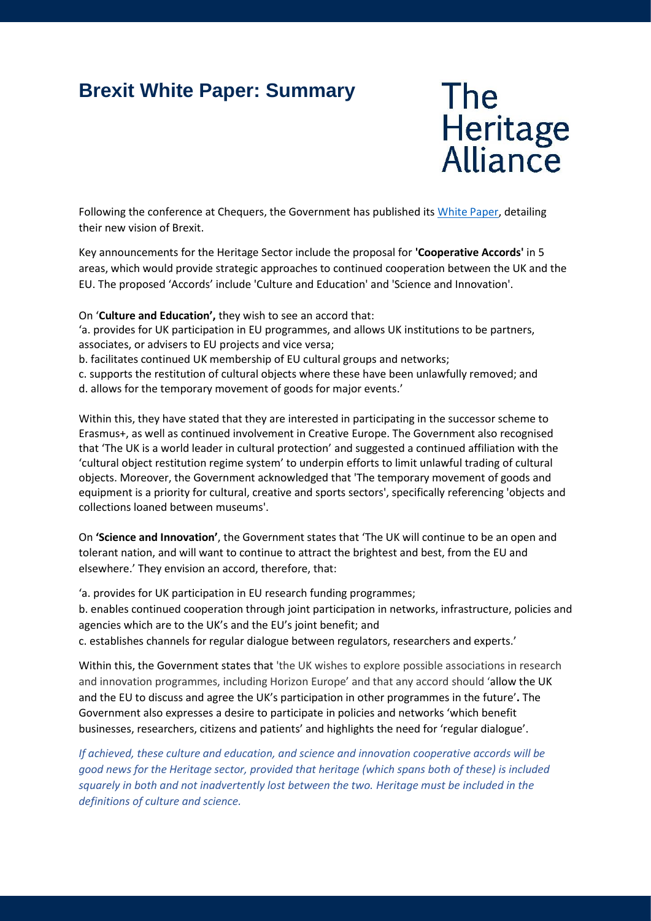# Brexit White Paper: Summary

The Heritage Alliance

Following the conference at Chequers, the Government has published its [White Paper](), detailing their new vision of Brexit.

Key announcements for the Heritage Sector include the proposal for **'Cooperative Accords'** in 5 areas, which would provide strategic approaches to continued cooperation between the UK and the EU. The proposed 'Accords' include 'Culture and Education' and 'Science and Innovation'.

On '**Culture and Education',** they wish to see an accord that:
'a. provides for UK participation in EU programmes, and allows UK institutions to be partners, associates, or advisers to EU projects and vice versa;
b. facilitates continued UK membership of EU cultural groups and networks;
c. supports the restitution of cultural objects where these have been unlawfully removed; and
d. allows for the temporary movement of goods for major events.'

Within this, they have stated that they are interested in participating in the successor scheme to Erasmus+, as well as continued involvement in Creative Europe. The Government also recognised that 'The UK is a world leader in cultural protection' and suggested a continued affiliation with the 'cultural object restitution regime system' to underpin efforts to limit unlawful trading of cultural objects. Moreover, the Government acknowledged that 'The temporary movement of goods and equipment is a priority for cultural, creative and sports sectors', specifically referencing 'objects and collections loaned between museums'.

On **'Science and Innovation'**, the Government states that 'The UK will continue to be an open and tolerant nation, and will want to continue to attract the brightest and best, from the EU and elsewhere.' They envision an accord, therefore, that:

'a. provides for UK participation in EU research funding programmes;
b. enables continued cooperation through joint participation in networks, infrastructure, policies and agencies which are to the UK's and the EU's joint benefit; and
c. establishes channels for regular dialogue between regulators, researchers and experts.'

Within this, the Government states that 'the UK wishes to explore possible associations in research and innovation programmes, including Horizon Europe' and that any accord should 'allow the UK and the EU to discuss and agree the UK's participation in other programmes in the future'**.** The Government also expresses a desire to participate in policies and networks 'which benefit businesses, researchers, citizens and patients' and highlights the need for 'regular dialogue'.

*If achieved, these culture and education, and science and innovation cooperative accords will be good news for the Heritage sector, provided that heritage (which spans both of these) is included squarely in both and not inadvertently lost between the two. Heritage must be included in the definitions of culture and science.*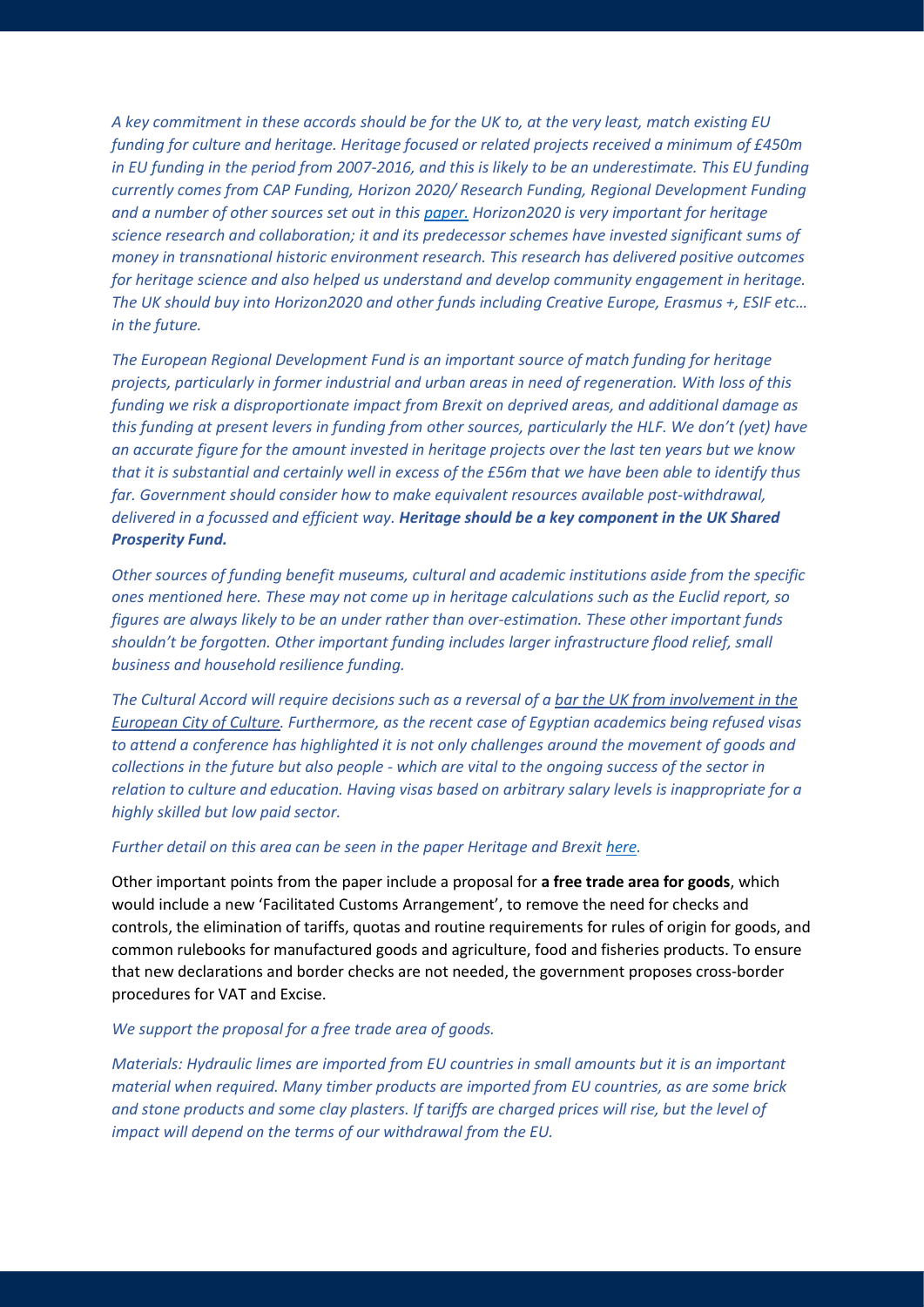*A key commitment in these accords should be for the UK to, at the very least, match existing EU funding for culture and heritage. Heritage focused or related projects received a minimum of £450m in EU funding in the period from 2007-2016, and this is likely to be an underestimate. This EU funding currently comes from CAP Funding, Horizon 2020/ Research Funding, Regional Development Funding and a number of other sources set out in this paper. Horizon2020 is very important for heritage science research and collaboration; it and its predecessor schemes have invested significant sums of money in transnational historic environment research. This research has delivered positive outcomes for heritage science and also helped us understand and develop community engagement in heritage. The UK should buy into Horizon2020 and other funds including Creative Europe, Erasmus +, ESIF etc… in the future.*

*The European Regional Development Fund is an important source of match funding for heritage projects, particularly in former industrial and urban areas in need of regeneration. With loss of this funding we risk a disproportionate impact from Brexit on deprived areas, and additional damage as this funding at present levers in funding from other sources, particularly the HLF. We don't (yet) have an accurate figure for the amount invested in heritage projects over the last ten years but we know that it is substantial and certainly well in excess of the £56m that we have been able to identify thus far. Government should consider how to make equivalent resources available post-withdrawal, delivered in a focussed and efficient way.* ***Heritage should be a key component in the UK Shared Prosperity Fund.***

*Other sources of funding benefit museums, cultural and academic institutions aside from the specific ones mentioned here. These may not come up in heritage calculations such as the Euclid report, so figures are always likely to be an under rather than over-estimation. These other important funds shouldn't be forgotten. Other important funding includes larger infrastructure flood relief, small business and household resilience funding.*

*The Cultural Accord will require decisions such as a reversal of a bar the UK from involvement in the European City of Culture. Furthermore, as the recent case of Egyptian academics being refused visas to attend a conference has highlighted it is not only challenges around the movement of goods and collections in the future but also people - which are vital to the ongoing success of the sector in relation to culture and education. Having visas based on arbitrary salary levels is inappropriate for a highly skilled but low paid sector.*

*Further detail on this area can be seen in the paper Heritage and Brexit here.*

Other important points from the paper include a proposal for **a free trade area for goods**, which would include a new 'Facilitated Customs Arrangement', to remove the need for checks and controls, the elimination of tariffs, quotas and routine requirements for rules of origin for goods, and common rulebooks for manufactured goods and agriculture, food and fisheries products. To ensure that new declarations and border checks are not needed, the government proposes cross-border procedures for VAT and Excise.

*We support the proposal for a free trade area of goods.*

*Materials: Hydraulic limes are imported from EU countries in small amounts but it is an important material when required. Many timber products are imported from EU countries, as are some brick and stone products and some clay plasters. If tariffs are charged prices will rise, but the level of impact will depend on the terms of our withdrawal from the EU.*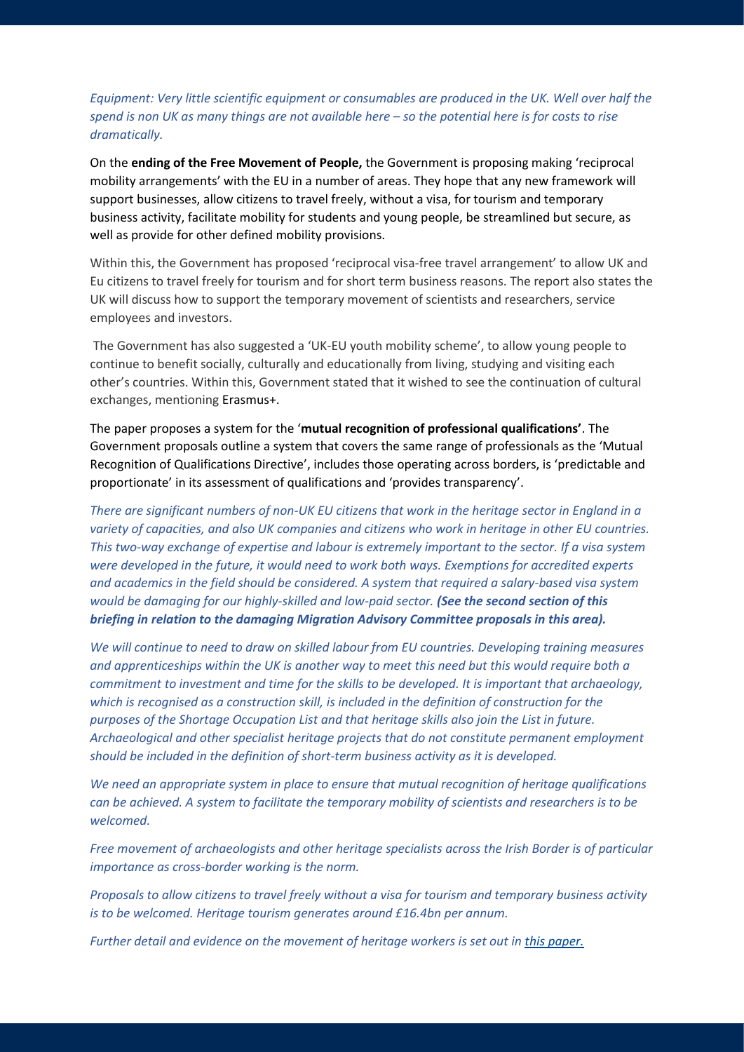*Equipment: Very little scientific equipment or consumables are produced in the UK. Well over half the spend is non UK as many things are not available here – so the potential here is for costs to rise dramatically.*

On the **ending of the Free Movement of People,** the Government is proposing making 'reciprocal mobility arrangements' with the EU in a number of areas. They hope that any new framework will support businesses, allow citizens to travel freely, without a visa, for tourism and temporary business activity, facilitate mobility for students and young people, be streamlined but secure, as well as provide for other defined mobility provisions.

Within this, the Government has proposed 'reciprocal visa-free travel arrangement' to allow UK and Eu citizens to travel freely for tourism and for short term business reasons. The report also states the UK will discuss how to support the temporary movement of scientists and researchers, service employees and investors.

The Government has also suggested a 'UK-EU youth mobility scheme', to allow young people to continue to benefit socially, culturally and educationally from living, studying and visiting each other's countries. Within this, Government stated that it wished to see the continuation of cultural exchanges, mentioning Erasmus+.

The paper proposes a system for the '**mutual recognition of professional qualifications'**. The Government proposals outline a system that covers the same range of professionals as the 'Mutual Recognition of Qualifications Directive', includes those operating across borders, is 'predictable and proportionate' in its assessment of qualifications and 'provides transparency'.

*There are significant numbers of non-UK EU citizens that work in the heritage sector in England in a variety of capacities, and also UK companies and citizens who work in heritage in other EU countries. This two-way exchange of expertise and labour is extremely important to the sector. If a visa system were developed in the future, it would need to work both ways. Exemptions for accredited experts and academics in the field should be considered. A system that required a salary-based visa system would be damaging for our highly-skilled and low-paid sector.* ***(See the second section of this briefing in relation to the damaging Migration Advisory Committee proposals in this area).***

*We will continue to need to draw on skilled labour from EU countries. Developing training measures and apprenticeships within the UK is another way to meet this need but this would require both a commitment to investment and time for the skills to be developed. It is important that archaeology, which is recognised as a construction skill, is included in the definition of construction for the purposes of the Shortage Occupation List and that heritage skills also join the List in future. Archaeological and other specialist heritage projects that do not constitute permanent employment should be included in the definition of short-term business activity as it is developed.*

*We need an appropriate system in place to ensure that mutual recognition of heritage qualifications can be achieved. A system to facilitate the temporary mobility of scientists and researchers is to be welcomed.*

*Free movement of archaeologists and other heritage specialists across the Irish Border is of particular importance as cross-border working is the norm.*

*Proposals to allow citizens to travel freely without a visa for tourism and temporary business activity is to be welcomed. Heritage tourism generates around £16.4bn per annum.*

*Further detail and evidence on the movement of heritage workers is set out in this paper.*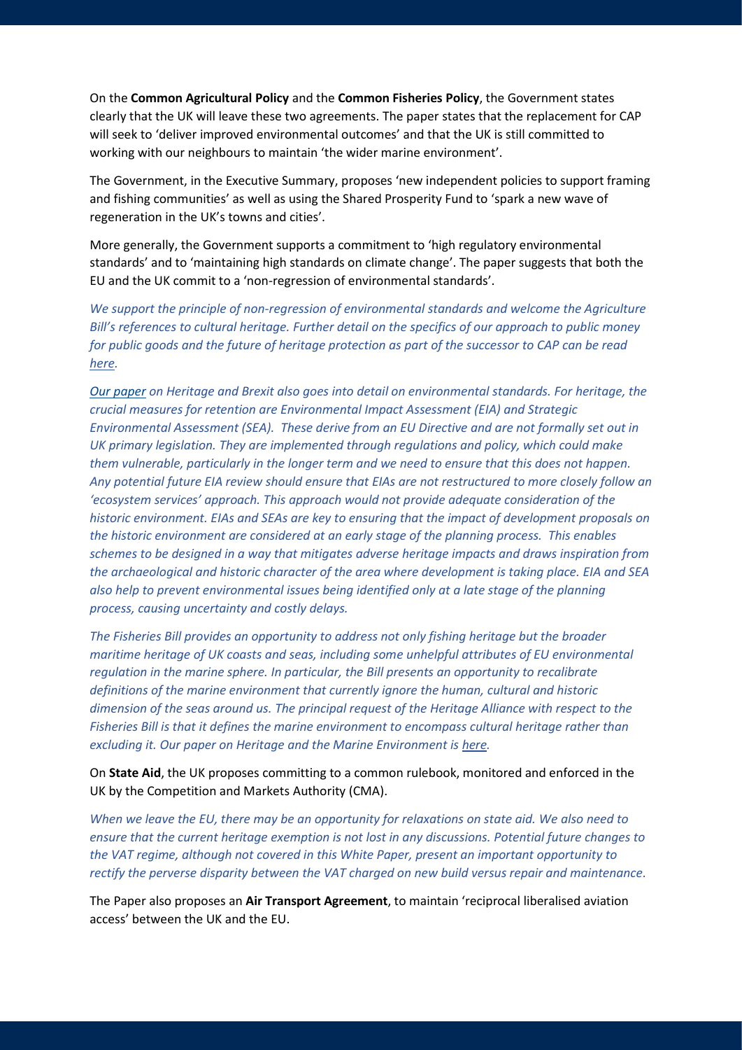On the **Common Agricultural Policy** and the **Common Fisheries Policy**, the Government states clearly that the UK will leave these two agreements. The paper states that the replacement for CAP will seek to 'deliver improved environmental outcomes' and that the UK is still committed to working with our neighbours to maintain 'the wider marine environment'.

The Government, in the Executive Summary, proposes 'new independent policies to support framing and fishing communities' as well as using the Shared Prosperity Fund to 'spark a new wave of regeneration in the UK's towns and cities'.

More generally, the Government supports a commitment to 'high regulatory environmental standards' and to 'maintaining high standards on climate change'. The paper suggests that both the EU and the UK commit to a 'non-regression of environmental standards'.

*We support the principle of non-regression of environmental standards and welcome the Agriculture Bill's references to cultural heritage. Further detail on the specifics of our approach to public money for public goods and the future of heritage protection as part of the successor to CAP can be read [here](#).*

*[Our paper](#) on Heritage and Brexit also goes into detail on environmental standards. For heritage, the crucial measures for retention are Environmental Impact Assessment (EIA) and Strategic Environmental Assessment (SEA). These derive from an EU Directive and are not formally set out in UK primary legislation. They are implemented through regulations and policy, which could make them vulnerable, particularly in the longer term and we need to ensure that this does not happen. Any potential future EIA review should ensure that EIAs are not restructured to more closely follow an 'ecosystem services' approach. This approach would not provide adequate consideration of the historic environment. EIAs and SEAs are key to ensuring that the impact of development proposals on the historic environment are considered at an early stage of the planning process. This enables schemes to be designed in a way that mitigates adverse heritage impacts and draws inspiration from the archaeological and historic character of the area where development is taking place. EIA and SEA also help to prevent environmental issues being identified only at a late stage of the planning process, causing uncertainty and costly delays.*

*The Fisheries Bill provides an opportunity to address not only fishing heritage but the broader maritime heritage of UK coasts and seas, including some unhelpful attributes of EU environmental regulation in the marine sphere. In particular, the Bill presents an opportunity to recalibrate definitions of the marine environment that currently ignore the human, cultural and historic dimension of the seas around us. The principal request of the Heritage Alliance with respect to the Fisheries Bill is that it defines the marine environment to encompass cultural heritage rather than excluding it. Our paper on Heritage and the Marine Environment is [here](#).*

On **State Aid**, the UK proposes committing to a common rulebook, monitored and enforced in the UK by the Competition and Markets Authority (CMA).

*When we leave the EU, there may be an opportunity for relaxations on state aid. We also need to ensure that the current heritage exemption is not lost in any discussions. Potential future changes to the VAT regime, although not covered in this White Paper, present an important opportunity to rectify the perverse disparity between the VAT charged on new build versus repair and maintenance.*

The Paper also proposes an **Air Transport Agreement**, to maintain 'reciprocal liberalised aviation access' between the UK and the EU.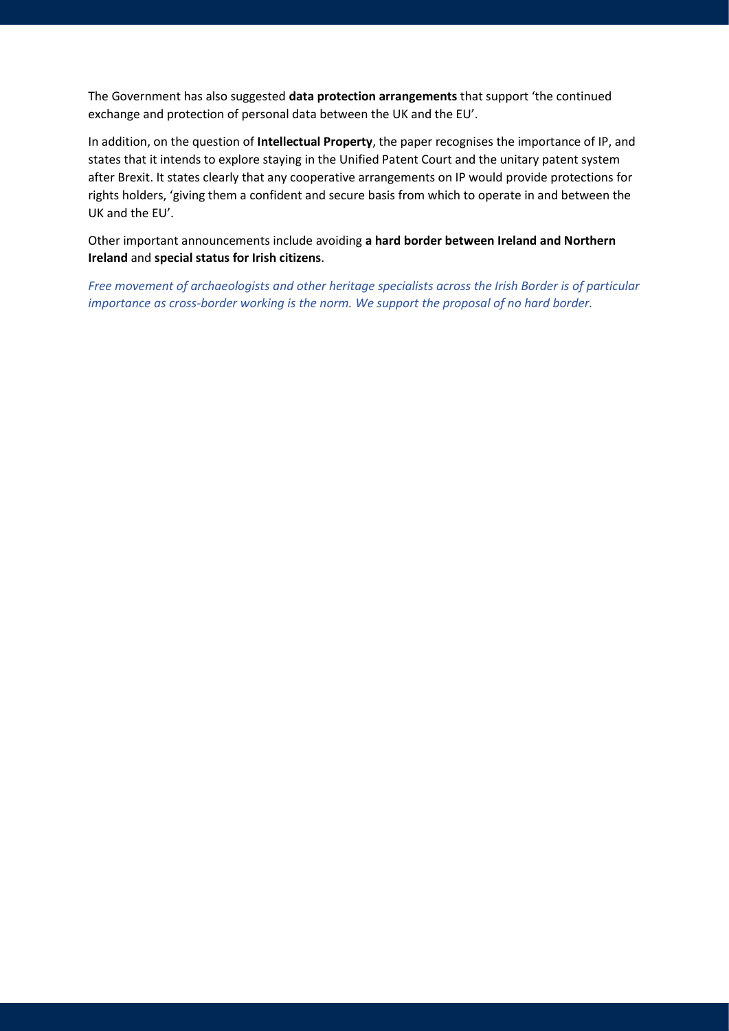The Government has also suggested **data protection arrangements** that support 'the continued exchange and protection of personal data between the UK and the EU'.

In addition, on the question of **Intellectual Property**, the paper recognises the importance of IP, and states that it intends to explore staying in the Unified Patent Court and the unitary patent system after Brexit. It states clearly that any cooperative arrangements on IP would provide protections for rights holders, 'giving them a confident and secure basis from which to operate in and between the UK and the EU'.

Other important announcements include avoiding **a hard border between Ireland and Northern Ireland** and **special status for Irish citizens**.

*Free movement of archaeologists and other heritage specialists across the Irish Border is of particular importance as cross-border working is the norm. We support the proposal of no hard border.*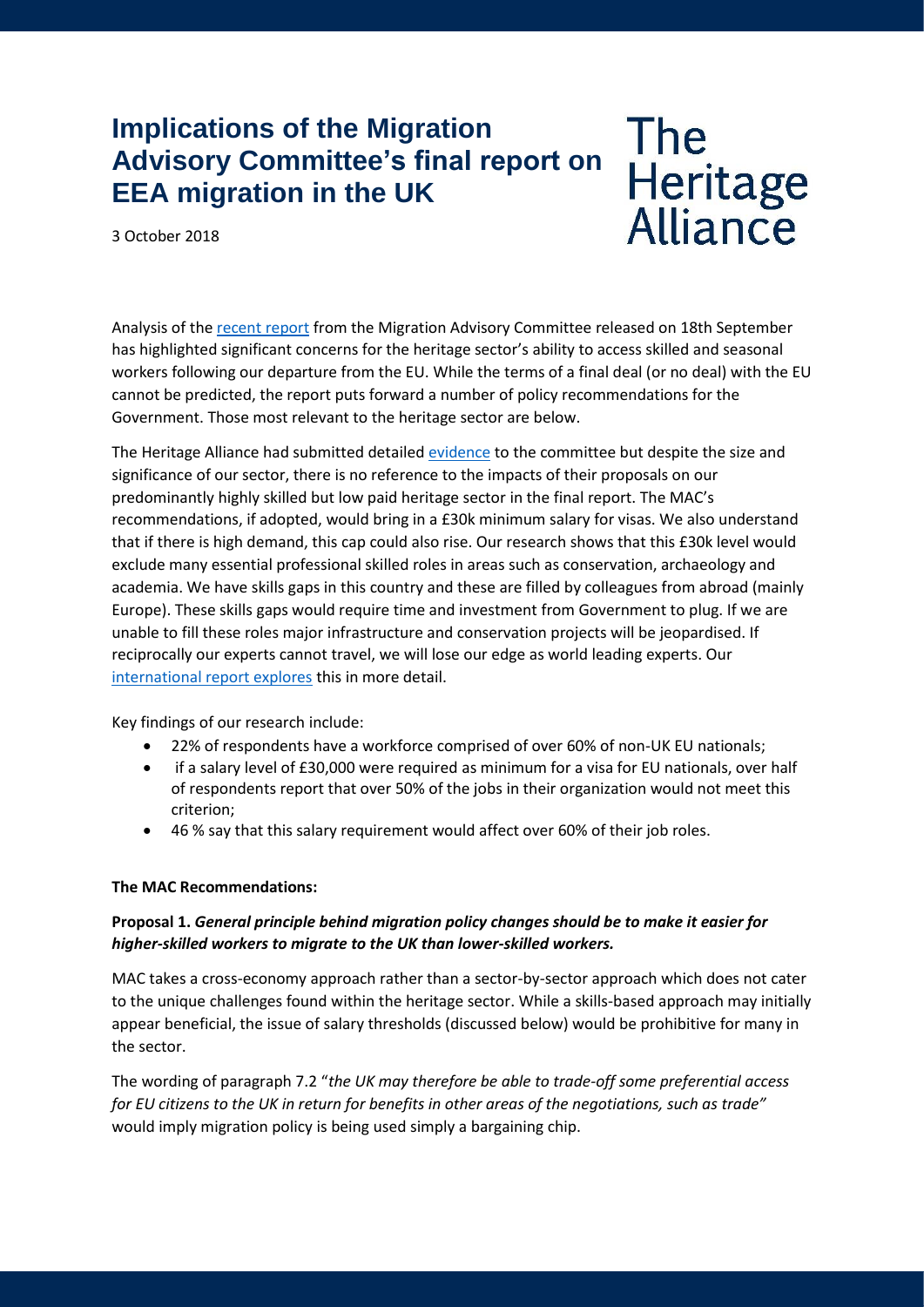# Implications of the Migration Advisory Committee's final report on EEA migration in the UK

The Heritage Alliance

3 October 2018

Analysis of the recent report from the Migration Advisory Committee released on 18th September has highlighted significant concerns for the heritage sector's ability to access skilled and seasonal workers following our departure from the EU. While the terms of a final deal (or no deal) with the EU cannot be predicted, the report puts forward a number of policy recommendations for the Government. Those most relevant to the heritage sector are below.

The Heritage Alliance had submitted detailed evidence to the committee but despite the size and significance of our sector, there is no reference to the impacts of their proposals on our predominantly highly skilled but low paid heritage sector in the final report. The MAC's recommendations, if adopted, would bring in a £30k minimum salary for visas. We also understand that if there is high demand, this cap could also rise. Our research shows that this £30k level would exclude many essential professional skilled roles in areas such as conservation, archaeology and academia. We have skills gaps in this country and these are filled by colleagues from abroad (mainly Europe). These skills gaps would require time and investment from Government to plug. If we are unable to fill these roles major infrastructure and conservation projects will be jeopardised. If reciprocally our experts cannot travel, we will lose our edge as world leading experts. Our international report explores this in more detail.

Key findings of our research include:

- 22% of respondents have a workforce comprised of over 60% of non-UK EU nationals;
- if a salary level of £30,000 were required as minimum for a visa for EU nationals, over half of respondents report that over 50% of the jobs in their organization would not meet this criterion;
- 46 % say that this salary requirement would affect over 60% of their job roles.

**The MAC Recommendations:**

**Proposal 1.** ***General principle behind migration policy changes should be to make it easier for higher-skilled workers to migrate to the UK than lower-skilled workers.***

MAC takes a cross-economy approach rather than a sector-by-sector approach which does not cater to the unique challenges found within the heritage sector. While a skills-based approach may initially appear beneficial, the issue of salary thresholds (discussed below) would be prohibitive for many in the sector.

The wording of paragraph 7.2 "*the UK may therefore be able to trade-off some preferential access for EU citizens to the UK in return for benefits in other areas of the negotiations, such as trade"* would imply migration policy is being used simply a bargaining chip.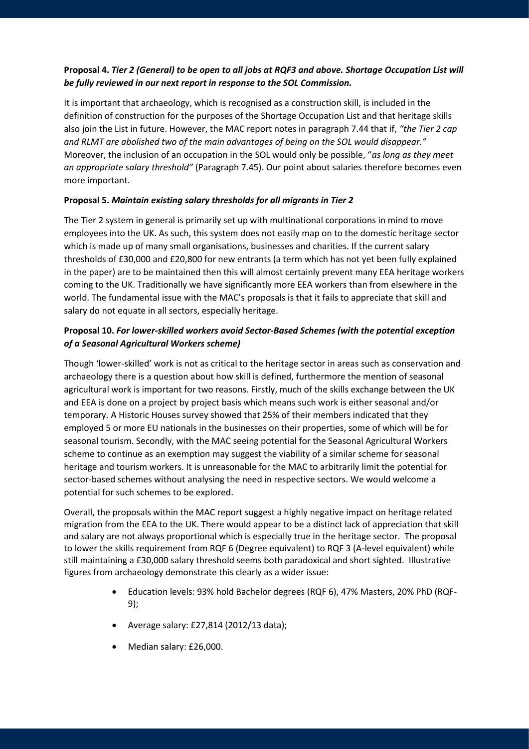**Proposal 4.** ***Tier 2 (General) to be open to all jobs at RQF3 and above. Shortage Occupation List will be fully reviewed in our next report in response to the SOL Commission.***

It is important that archaeology, which is recognised as a construction skill, is included in the definition of construction for the purposes of the Shortage Occupation List and that heritage skills also join the List in future. However, the MAC report notes in paragraph 7.44 that if, *"the Tier 2 cap and RLMT are abolished two of the main advantages of being on the SOL would disappear."* Moreover, the inclusion of an occupation in the SOL would only be possible, "*as long as they meet an appropriate salary threshold"* (Paragraph 7.45). Our point about salaries therefore becomes even more important.

**Proposal 5.** ***Maintain existing salary thresholds for all migrants in Tier 2***

The Tier 2 system in general is primarily set up with multinational corporations in mind to move employees into the UK. As such, this system does not easily map on to the domestic heritage sector which is made up of many small organisations, businesses and charities. If the current salary thresholds of £30,000 and £20,800 for new entrants (a term which has not yet been fully explained in the paper) are to be maintained then this will almost certainly prevent many EEA heritage workers coming to the UK. Traditionally we have significantly more EEA workers than from elsewhere in the world. The fundamental issue with the MAC's proposals is that it fails to appreciate that skill and salary do not equate in all sectors, especially heritage.

**Proposal 10.** ***For lower-skilled workers avoid Sector-Based Schemes (with the potential exception of a Seasonal Agricultural Workers scheme)***

Though 'lower-skilled' work is not as critical to the heritage sector in areas such as conservation and archaeology there is a question about how skill is defined, furthermore the mention of seasonal agricultural work is important for two reasons. Firstly, much of the skills exchange between the UK and EEA is done on a project by project basis which means such work is either seasonal and/or temporary. A Historic Houses survey showed that 25% of their members indicated that they employed 5 or more EU nationals in the businesses on their properties, some of which will be for seasonal tourism. Secondly, with the MAC seeing potential for the Seasonal Agricultural Workers scheme to continue as an exemption may suggest the viability of a similar scheme for seasonal heritage and tourism workers. It is unreasonable for the MAC to arbitrarily limit the potential for sector-based schemes without analysing the need in respective sectors. We would welcome a potential for such schemes to be explored.

Overall, the proposals within the MAC report suggest a highly negative impact on heritage related migration from the EEA to the UK. There would appear to be a distinct lack of appreciation that skill and salary are not always proportional which is especially true in the heritage sector. The proposal to lower the skills requirement from RQF 6 (Degree equivalent) to RQF 3 (A-level equivalent) while still maintaining a £30,000 salary threshold seems both paradoxical and short sighted. Illustrative figures from archaeology demonstrate this clearly as a wider issue:

- Education levels: 93% hold Bachelor degrees (RQF 6), 47% Masters, 20% PhD (RQF-9);
- Average salary: £27,814 (2012/13 data);
- Median salary: £26,000.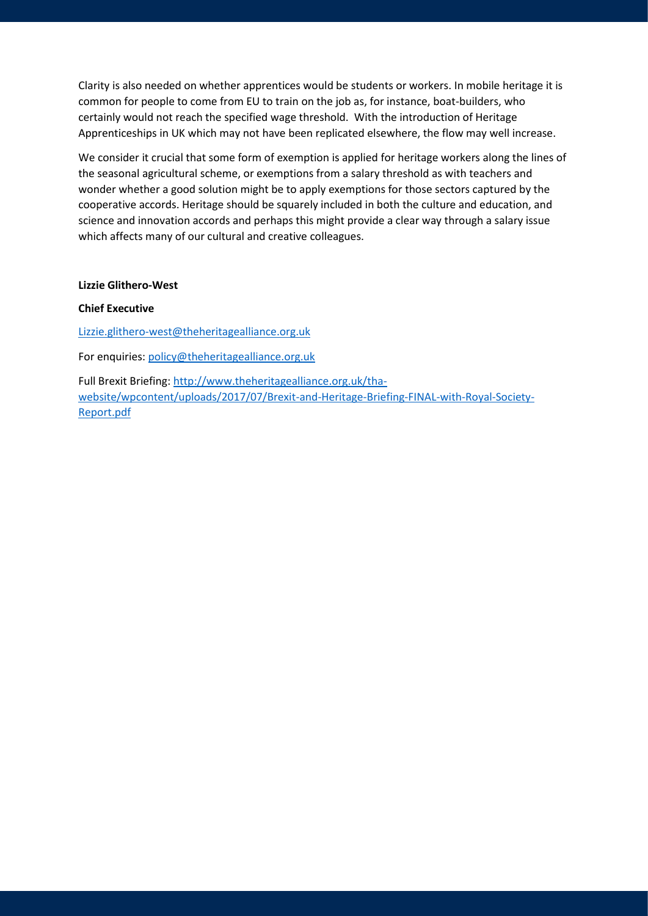Clarity is also needed on whether apprentices would be students or workers. In mobile heritage it is common for people to come from EU to train on the job as, for instance, boat-builders, who certainly would not reach the specified wage threshold. With the introduction of Heritage Apprenticeships in UK which may not have been replicated elsewhere, the flow may well increase.

We consider it crucial that some form of exemption is applied for heritage workers along the lines of the seasonal agricultural scheme, or exemptions from a salary threshold as with teachers and wonder whether a good solution might be to apply exemptions for those sectors captured by the cooperative accords. Heritage should be squarely included in both the culture and education, and science and innovation accords and perhaps this might provide a clear way through a salary issue which affects many of our cultural and creative colleagues.

**Lizzie Glithero-West**

**Chief Executive**

[Lizzie.glithero-west@theheritagealliance.org.uk](mailto:Lizzie.glithero-west@theheritagealliance.org.uk)

For enquiries: [policy@theheritagealliance.org.uk](mailto:policy@theheritagealliance.org.uk)

Full Brexit Briefing: [http://www.theheritagealliance.org.uk/tha-website/wpcontent/uploads/2017/07/Brexit-and-Heritage-Briefing-FINAL-with-Royal-Society-Report.pdf](http://www.theheritagealliance.org.uk/tha-website/wpcontent/uploads/2017/07/Brexit-and-Heritage-Briefing-FINAL-with-Royal-Society-Report.pdf)